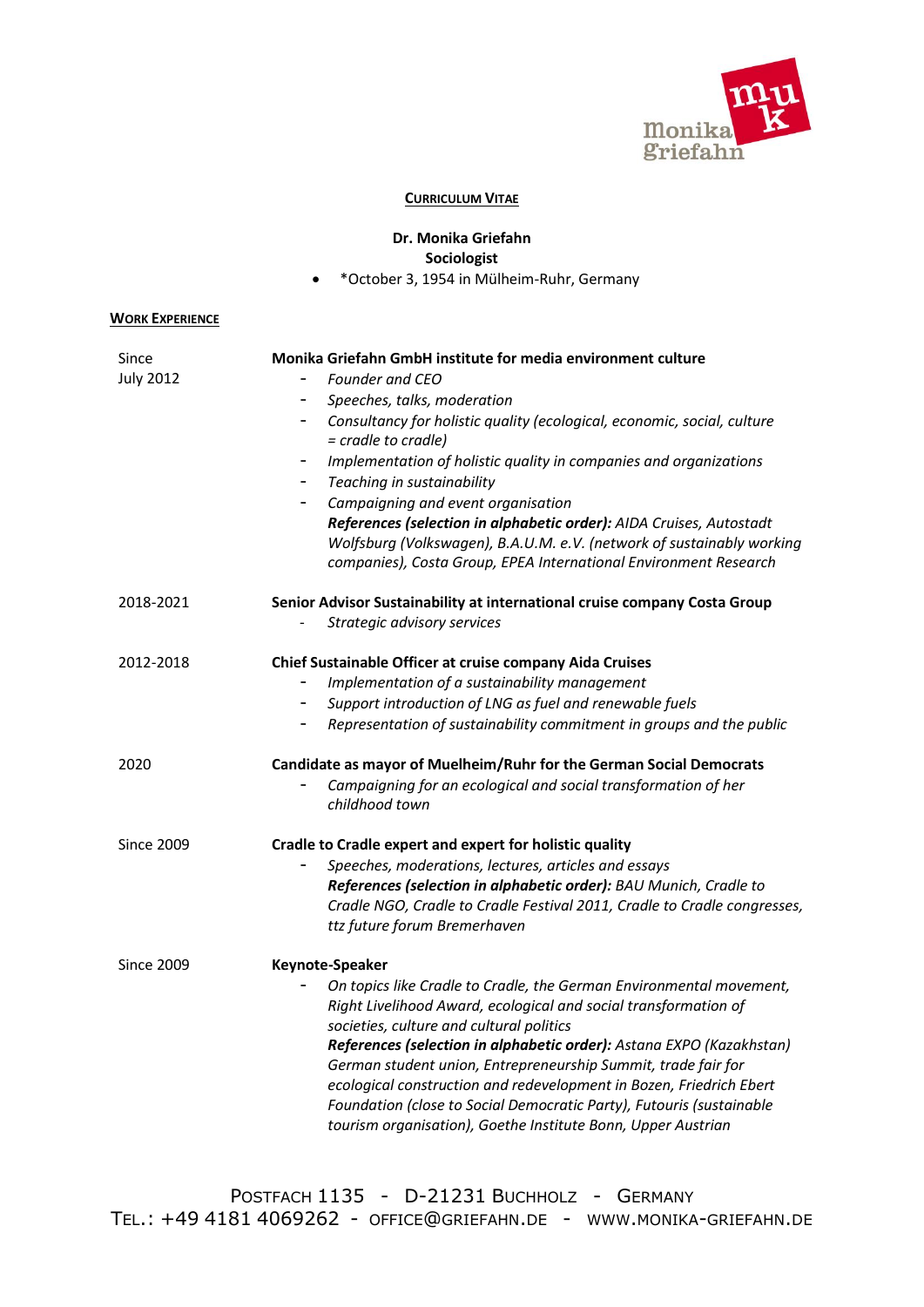# CURRICULUM VITAE

**Dr. Monika Griefahn**
**Sociologist**

- *October 3, 1954 in Mülheim-Ruhr, Germany

## WORK EXPERIENCE

**Since July 2012**

**Monika Griefahn GmbH institute for media environment culture**

- *Founder and CEO*
- *Speeches, talks, moderation*
- *Consultancy for holistic quality (ecological, economic, social, culture = cradle to cradle)*
- *Implementation of holistic quality in companies and organizations*
- *Teaching in sustainability*
- *Campaigning and event organisation*

***References (selection in alphabetic order):*** *AIDA Cruises, Autostadt Wolfsburg (Volkswagen), B.A.U.M. e.V. (network of sustainably working companies), Costa Group, EPEA International Environment Research*

**2018-2021**

**Senior Advisor Sustainability at international cruise company Costa Group**

- *Strategic advisory services*

**2012-2018**

**Chief Sustainable Officer at cruise company Aida Cruises**

- *Implementation of a sustainability management*
- *Support introduction of LNG as fuel and renewable fuels*
- *Representation of sustainability commitment in groups and the public*

**2020**

**Candidate as mayor of Muelheim/Ruhr for the German Social Democrats**

- *Campaigning for an ecological and social transformation of her childhood town*

**Since 2009**

**Cradle to Cradle expert and expert for holistic quality**

- *Speeches, moderations, lectures, articles and essays*

***References (selection in alphabetic order):*** *BAU Munich, Cradle to Cradle NGO, Cradle to Cradle Festival 2011, Cradle to Cradle congresses, ttz future forum Bremerhaven*

**Since 2009**

**Keynote-Speaker**

- *On topics like Cradle to Cradle, the German Environmental movement, Right Livelihood Award, ecological and social transformation of societies, culture and cultural politics*

***References (selection in alphabetic order):*** *Astana EXPO (Kazakhstan) German student union, Entrepreneurship Summit, trade fair for ecological construction and redevelopment in Bozen, Friedrich Ebert Foundation (close to Social Democratic Party), Futouris (sustainable tourism organisation), Goethe Institute Bonn, Upper Austrian*

POSTFACH 1135 - D-21231 BUCHHOLZ - GERMANY
TEL.: +49 4181 4069262 - OFFICE@GRIEFAHN.DE - WWW.MONIKA-GRIEFAHN.DE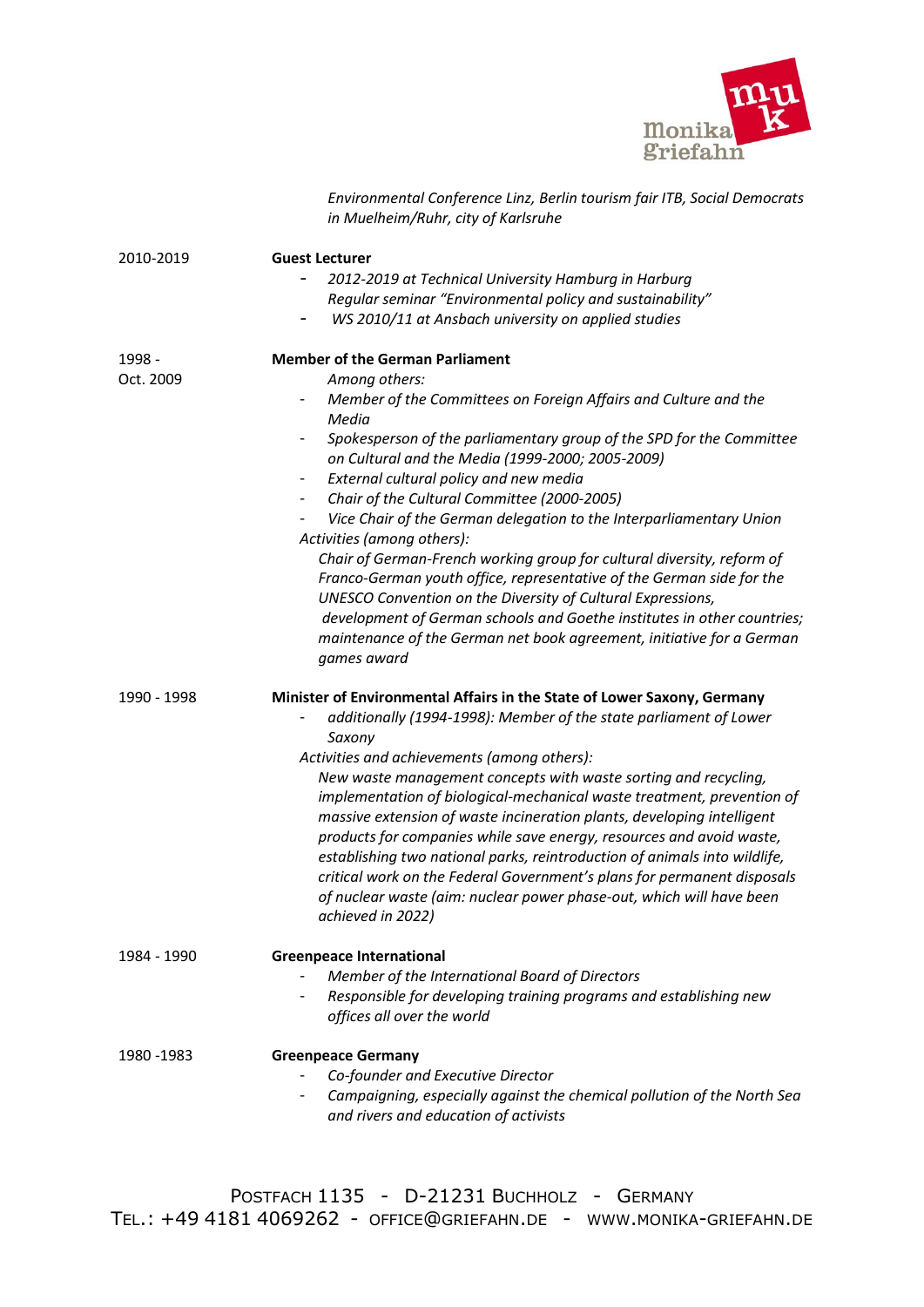*Environmental Conference Linz, Berlin tourism fair ITB, Social Democrats in Muelheim/Ruhr, city of Karlsruhe*

**2010-2019** — **Guest Lecturer**

- *2012-2019 at Technical University Hamburg in Harburg Regular seminar "Environmental policy and sustainability"*
- *WS 2010/11 at Ansbach university on applied studies*

**1998 - Oct. 2009** — **Member of the German Parliament**

*Among others:*

- *Member of the Committees on Foreign Affairs and Culture and the Media*
- *Spokesperson of the parliamentary group of the SPD for the Committee on Cultural and the Media (1999-2000; 2005-2009)*
- *External cultural policy and new media*
- *Chair of the Cultural Committee (2000-2005)*
- *Vice Chair of the German delegation to the Interparliamentary Union*

*Activities (among others):*

*Chair of German-French working group for cultural diversity, reform of Franco-German youth office, representative of the German side for the UNESCO Convention on the Diversity of Cultural Expressions, development of German schools and Goethe institutes in other countries; maintenance of the German net book agreement, initiative for a German games award*

**1990 - 1998** — **Minister of Environmental Affairs in the State of Lower Saxony, Germany**

- *additionally (1994-1998): Member of the state parliament of Lower Saxony*

*Activities and achievements (among others):*

*New waste management concepts with waste sorting and recycling, implementation of biological-mechanical waste treatment, prevention of massive extension of waste incineration plants, developing intelligent products for companies while save energy, resources and avoid waste, establishing two national parks, reintroduction of animals into wildlife, critical work on the Federal Government's plans for permanent disposals of nuclear waste (aim: nuclear power phase-out, which will have been achieved in 2022)*

**1984 - 1990** — **Greenpeace International**

- *Member of the International Board of Directors*
- *Responsible for developing training programs and establishing new offices all over the world*

**1980 -1983** — **Greenpeace Germany**

- *Co-founder and Executive Director*
- *Campaigning, especially against the chemical pollution of the North Sea and rivers and education of activists*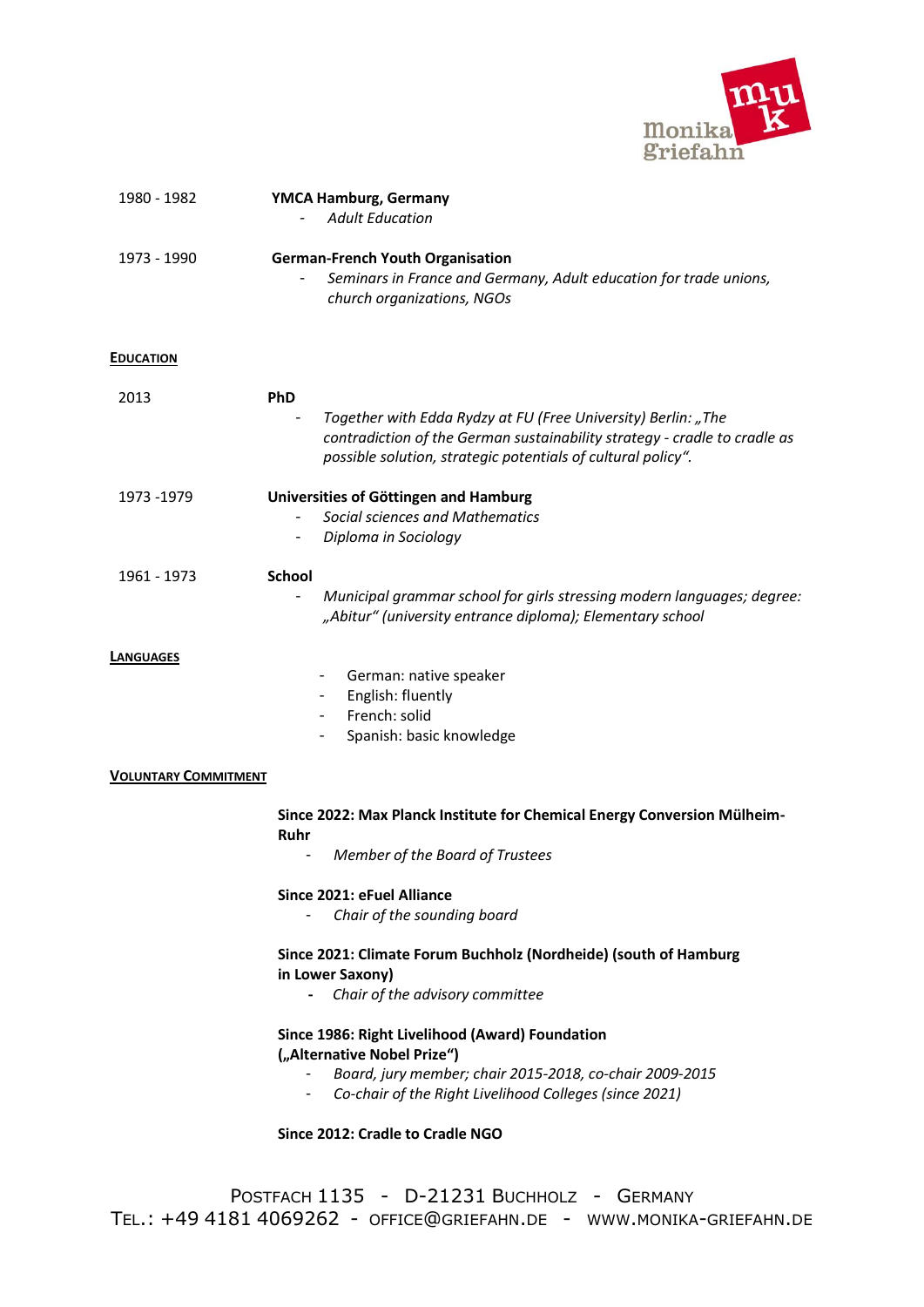1980 - 1982 **YMCA Hamburg, Germany**

- *Adult Education*

1973 - 1990 **German-French Youth Organisation**

- *Seminars in France and Germany, Adult education for trade unions, church organizations, NGOs*

## Education

2013 **PhD**

- *Together with Edda Rydzy at FU (Free University) Berlin: „The contradiction of the German sustainability strategy - cradle to cradle as possible solution, strategic potentials of cultural policy".*

1973 -1979 **Universities of Göttingen and Hamburg**

- *Social sciences and Mathematics*
- *Diploma in Sociology*

1961 - 1973 **School**

- *Municipal grammar school for girls stressing modern languages; degree: „Abitur" (university entrance diploma); Elementary school*

## Languages

- German: native speaker
- English: fluently
- French: solid
- Spanish: basic knowledge

## Voluntary Commitment

**Since 2022: Max Planck Institute for Chemical Energy Conversion Mülheim-Ruhr**

- *Member of the Board of Trustees*

**Since 2021: eFuel Alliance**

- *Chair of the sounding board*

**Since 2021: Climate Forum Buchholz (Nordheide) (south of Hamburg in Lower Saxony)**

- *Chair of the advisory committee*

**Since 1986: Right Livelihood (Award) Foundation („Alternative Nobel Prize")**

- *Board, jury member; chair 2015-2018, co-chair 2009-2015*
- *Co-chair of the Right Livelihood Colleges (since 2021)*

**Since 2012: Cradle to Cradle NGO**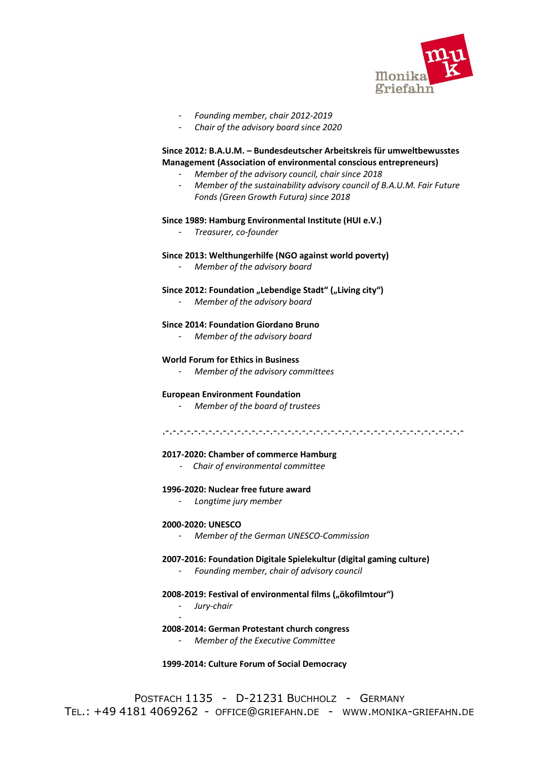- *Founding member, chair 2012-2019*
- *Chair of the advisory board since 2020*

**Since 2012: B.A.U.M. – Bundesdeutscher Arbeitskreis für umweltbewusstes Management (Association of environmental conscious entrepreneurs)**

- *Member of the advisory council, chair since 2018*
- *Member of the sustainability advisory council of B.A.U.M. Fair Future Fonds (Green Growth Futura) since 2018*

**Since 1989: Hamburg Environmental Institute (HUI e.V.)**

- *Treasurer, co-founder*

**Since 2013: Welthungerhilfe (NGO against world poverty)**

- *Member of the advisory board*

**Since 2012: Foundation „Lebendige Stadt" („Living city")**

- *Member of the advisory board*

**Since 2014: Foundation Giordano Bruno**

- *Member of the advisory board*

**World Forum for Ethics in Business**

- *Member of the advisory committees*

**European Environment Foundation**

- *Member of the board of trustees*

.-.-.-.-.-.-.-.-.-.-.-.-.-.-.-.-.-.-.-.-.-.-.-.-.-.-.-.-.-.-.-.-.-.-.-.-.-.-.-.-.-.-.-.-.-.-.-.-.-.-.-

**2017-2020: Chamber of commerce Hamburg**

- *Chair of environmental committee*

**1996-2020: Nuclear free future award**

- *Longtime jury member*

**2000-2020: UNESCO**

- *Member of the German UNESCO-Commission*

**2007-2016: Foundation Digitale Spielekultur (digital gaming culture)**

- *Founding member, chair of advisory council*

**2008-2019: Festival of environmental films („ökofilmtour")**

- *Jury-chair*

**2008-2014: German Protestant church congress**

- *Member of the Executive Committee*

**1999-2014: Culture Forum of Social Democracy**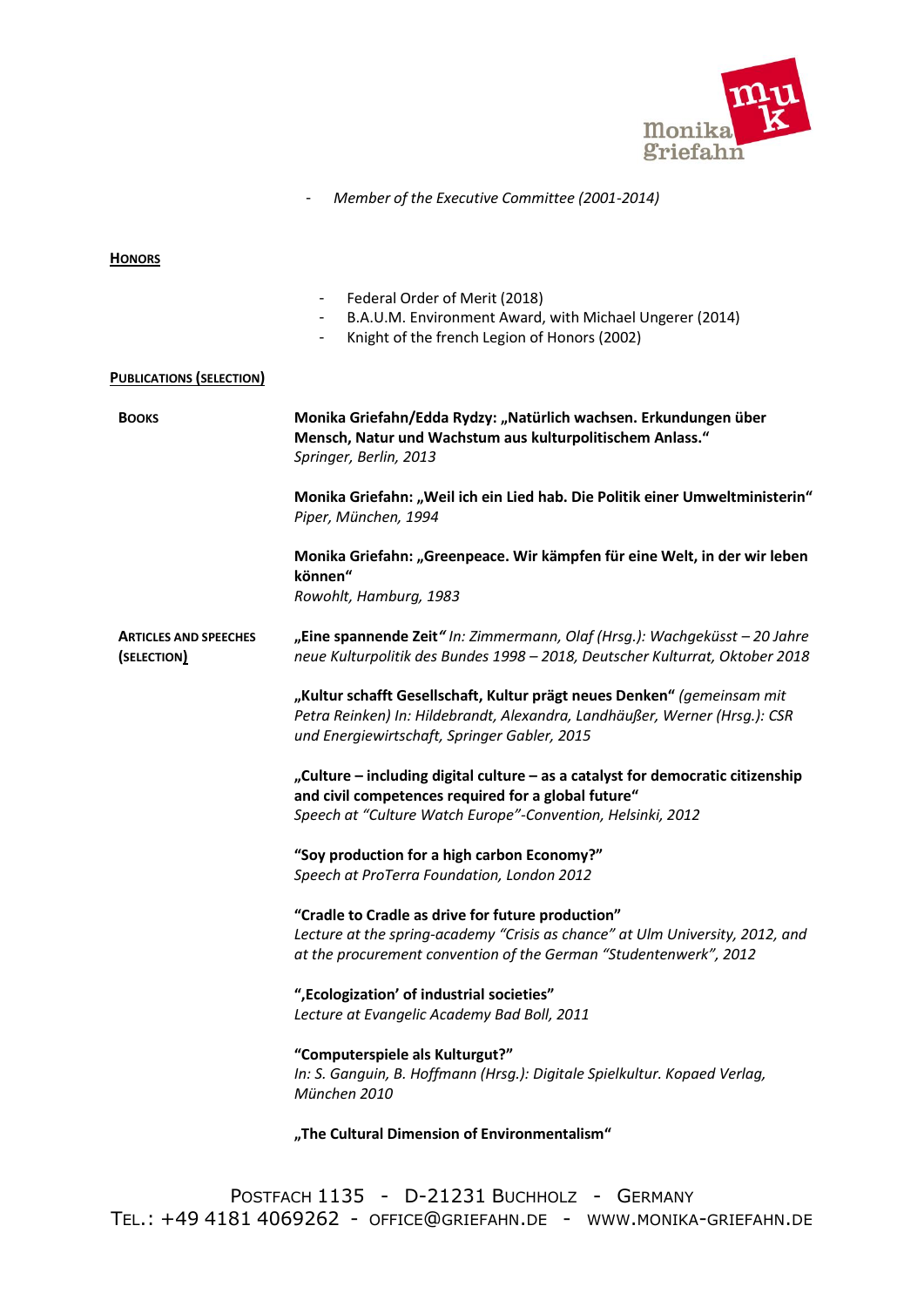- *Member of the Executive Committee (2001-2014)*

**HONORS**

- Federal Order of Merit (2018)
- B.A.U.M. Environment Award, with Michael Ungerer (2014)
- Knight of the french Legion of Honors (2002)

**PUBLICATIONS (SELECTION)**

**BOOKS**

**Monika Griefahn/Edda Rydzy: „Natürlich wachsen. Erkundungen über Mensch, Natur und Wachstum aus kulturpolitischem Anlass."**
*Springer, Berlin, 2013*

**Monika Griefahn: „Weil ich ein Lied hab. Die Politik einer Umweltministerin"**
*Piper, München, 1994*

**Monika Griefahn: „Greenpeace. Wir kämpfen für eine Welt, in der wir leben können"**
*Rowohlt, Hamburg, 1983*

**ARTICLES AND SPEECHES (SELECTION)**

**„Eine spannende Zeit"** *In: Zimmermann, Olaf (Hrsg.): Wachgeküsst – 20 Jahre neue Kulturpolitik des Bundes 1998 – 2018, Deutscher Kulturrat, Oktober 2018*

**„Kultur schafft Gesellschaft, Kultur prägt neues Denken"** *(gemeinsam mit Petra Reinken) In: Hildebrandt, Alexandra, Landhäußer, Werner (Hrsg.): CSR und Energiewirtschaft, Springer Gabler, 2015*

**„Culture – including digital culture – as a catalyst for democratic citizenship and civil competences required for a global future"**
*Speech at "Culture Watch Europe"-Convention, Helsinki, 2012*

**"Soy production for a high carbon Economy?"**
*Speech at ProTerra Foundation, London 2012*

**"Cradle to Cradle as drive for future production"**
*Lecture at the spring-academy "Crisis as chance" at Ulm University, 2012, and at the procurement convention of the German "Studentenwerk", 2012*

**"‚Ecologization' of industrial societies"**
*Lecture at Evangelic Academy Bad Boll, 2011*

**"Computerspiele als Kulturgut?"**
*In: S. Ganguin, B. Hoffmann (Hrsg.): Digitale Spielkultur. Kopaed Verlag, München 2010*

**„The Cultural Dimension of Environmentalism"**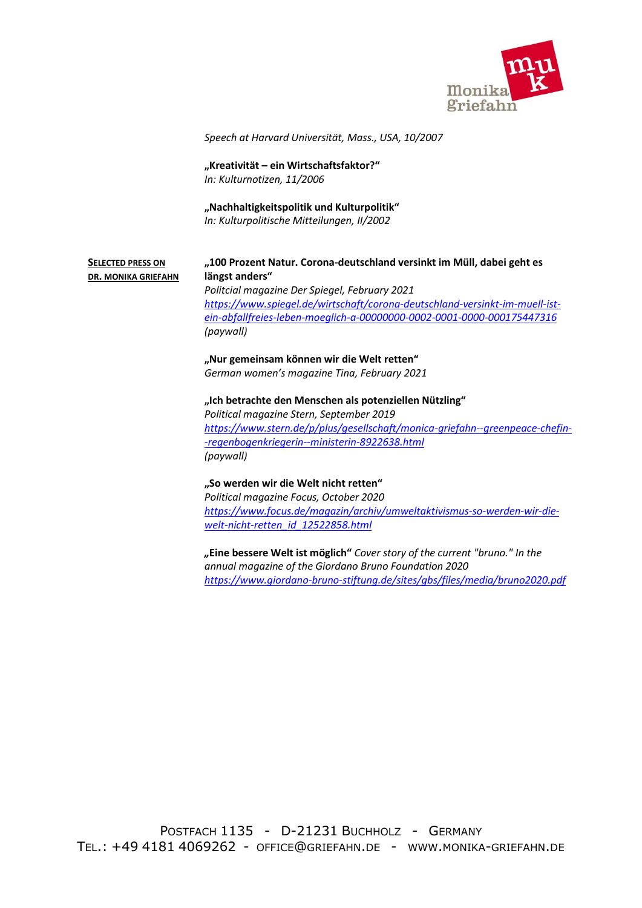*Speech at Harvard Universität, Mass., USA, 10/2007*

**„Kreativität – ein Wirtschaftsfaktor?"**
*In: Kulturnotizen, 11/2006*

**„Nachhaltigkeitspolitik und Kulturpolitik"**
*In: Kulturpolitische Mitteilungen, II/2002*

**SELECTED PRESS ON DR. MONIKA GRIEFAHN**

**„100 Prozent Natur. Corona-deutschland versinkt im Müll, dabei geht es längst anders"**
*Politcial magazine Der Spiegel, February 2021*
*https://www.spiegel.de/wirtschaft/corona-deutschland-versinkt-im-muell-ist-ein-abfallfreies-leben-moeglich-a-00000000-0002-0001-0000-000175447316*
*(paywall)*

**„Nur gemeinsam können wir die Welt retten"**
*German women's magazine Tina, February 2021*

**„Ich betrachte den Menschen als potenziellen Nützling"**
*Political magazine Stern, September 2019*
*https://www.stern.de/p/plus/gesellschaft/monica-griefahn--greenpeace-chefin--regenbogenkriegerin--ministerin-8922638.html*
*(paywall)*

**„So werden wir die Welt nicht retten"**
*Political magazine Focus, October 2020*
*https://www.focus.de/magazin/archiv/umweltaktivismus-so-werden-wir-die-welt-nicht-retten_id_12522858.html*

**„Eine bessere Welt ist möglich"** *Cover story of the current "bruno." In the annual magazine of the Giordano Bruno Foundation 2020*
*https://www.giordano-bruno-stiftung.de/sites/gbs/files/media/bruno2020.pdf*